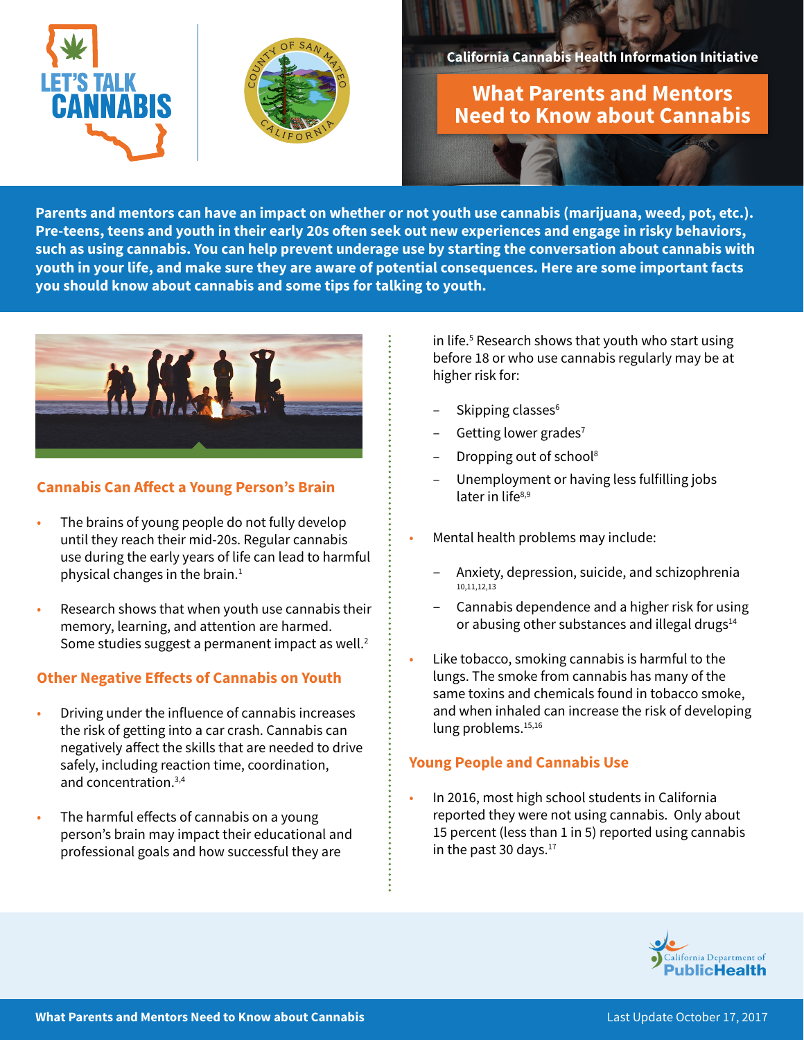California Cannabis Health Information Initiative

# What Parents and Mentors Need to Know about Cannabis

**Parents and mentors can have an impact on whether or not youth use cannabis (marijuana, weed, pot, etc.). Pre-teens, teens and youth in their early 20s often seek out new experiences and engage in risky behaviors, such as using cannabis. You can help prevent underage use by starting the conversation about cannabis with youth in your life, and make sure they are aware of potential consequences. Here are some important facts you should know about cannabis and some tips for talking to youth.**

## Cannabis Can Affect a Young Person's Brain

- The brains of young people do not fully develop until they reach their mid-20s. Regular cannabis use during the early years of life can lead to harmful physical changes in the brain.[1]
- Research shows that when youth use cannabis their memory, learning, and attention are harmed. Some studies suggest a permanent impact as well.[2]

## Other Negative Effects of Cannabis on Youth

- Driving under the influence of cannabis increases the risk of getting into a car crash. Cannabis can negatively affect the skills that are needed to drive safely, including reaction time, coordination, and concentration.[3,4]
- The harmful effects of cannabis on a young person's brain may impact their educational and professional goals and how successful they are in life.[5] Research shows that youth who start using before 18 or who use cannabis regularly may be at higher risk for:
  - Skipping classes[6]
  - Getting lower grades[7]
  - Dropping out of school[8]
  - Unemployment or having less fulfilling jobs later in life[8,9]
- Mental health problems may include:
  - Anxiety, depression, suicide, and schizophrenia[10,11,12,13]
  - Cannabis dependence and a higher risk for using or abusing other substances and illegal drugs[14]
- Like tobacco, smoking cannabis is harmful to the lungs. The smoke from cannabis has many of the same toxins and chemicals found in tobacco smoke, and when inhaled can increase the risk of developing lung problems.[15,16]

## Young People and Cannabis Use

- In 2016, most high school students in California reported they were not using cannabis. Only about 15 percent (less than 1 in 5) reported using cannabis in the past 30 days.[17]

Last Update October 17, 2017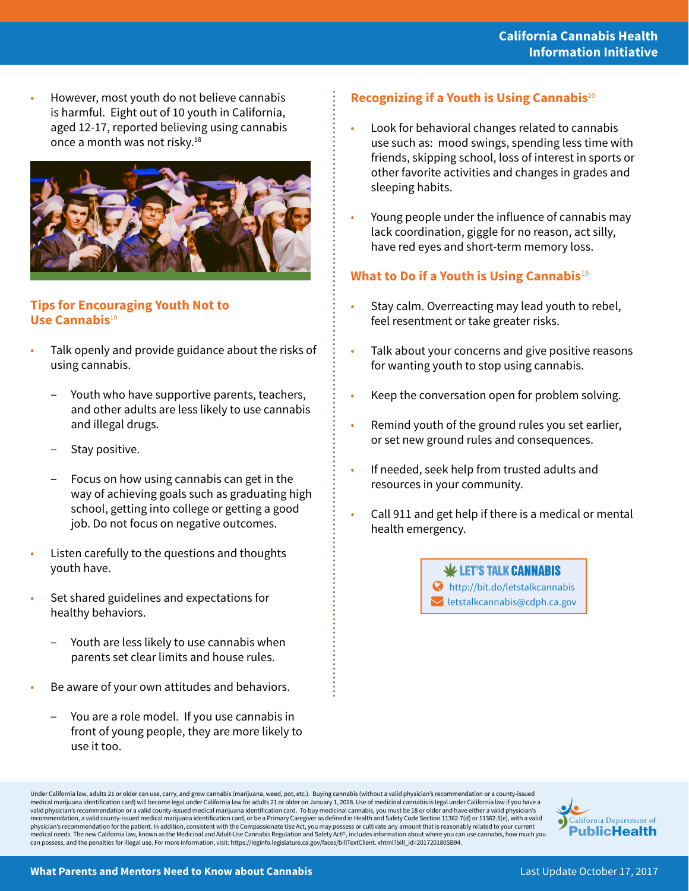- However, most youth do not believe cannabis is harmful. Eight out of 10 youth in California, aged 12-17, reported believing using cannabis once a month was not risky.[18]

## Tips for Encouraging Youth Not to Use Cannabis[19]

- Talk openly and provide guidance about the risks of using cannabis.
  - Youth who have supportive parents, teachers, and other adults are less likely to use cannabis and illegal drugs.
  - Stay positive.
  - Focus on how using cannabis can get in the way of achieving goals such as graduating high school, getting into college or getting a good job. Do not focus on negative outcomes.
- Listen carefully to the questions and thoughts youth have.
- Set shared guidelines and expectations for healthy behaviors.
  - Youth are less likely to use cannabis when parents set clear limits and house rules.
- Be aware of your own attitudes and behaviors.
  - You are a role model. If you use cannabis in front of young people, they are more likely to use it too.

## Recognizing if a Youth is Using Cannabis[20]

- Look for behavioral changes related to cannabis use such as: mood swings, spending less time with friends, skipping school, loss of interest in sports or other favorite activities and changes in grades and sleeping habits.
- Young people under the influence of cannabis may lack coordination, giggle for no reason, act silly, have red eyes and short-term memory loss.

## What to Do if a Youth is Using Cannabis[19]

- Stay calm. Overreacting may lead youth to rebel, feel resentment or take greater risks.
- Talk about your concerns and give positive reasons for wanting youth to stop using cannabis.
- Keep the conversation open for problem solving.
- Remind youth of the ground rules you set earlier, or set new ground rules and consequences.
- If needed, seek help from trusted adults and resources in your community.
- Call 911 and get help if there is a medical or mental health emergency.

**LET'S TALK CANNABIS**
http://bit.do/letstalkcannabis
letstalkcannabis@cdph.ca.gov

Under California law, adults 21 or older can use, carry, and grow cannabis (marijuana, weed, pot, etc.). Buying cannabis (without a valid physician's recommendation or a county-issued medical marijuana identification card) will become legal under California law for adults 21 or older on January 1, 2018. Use of medicinal cannabis is legal under California law if you have a valid physician's recommendation or a valid county-issued medical marijuana identification card. To buy medicinal cannabis, you must be 18 or older and have either a valid physician's recommendation, a valid county-issued medical marijuana identification card, or be a Primary Caregiver as defined in Health and Safety Code Section 11362.7(d) or 11362.5(e), with a valid physician's recommendation for the patient. In addition, consistent with the Compassionate Use Act, you may possess or cultivate any amount that is reasonably related to your current medical needs. The new California law, known as the Medicinal and Adult-Use Cannabis Regulation and Safety Act[21], includes information about where you can use cannabis, how much you can possess, and the penalties for illegal use. For more information, visit: https://leginfo.legislature.ca.gov/faces/billTextClient. xhtml?bill_id=201720180SB94.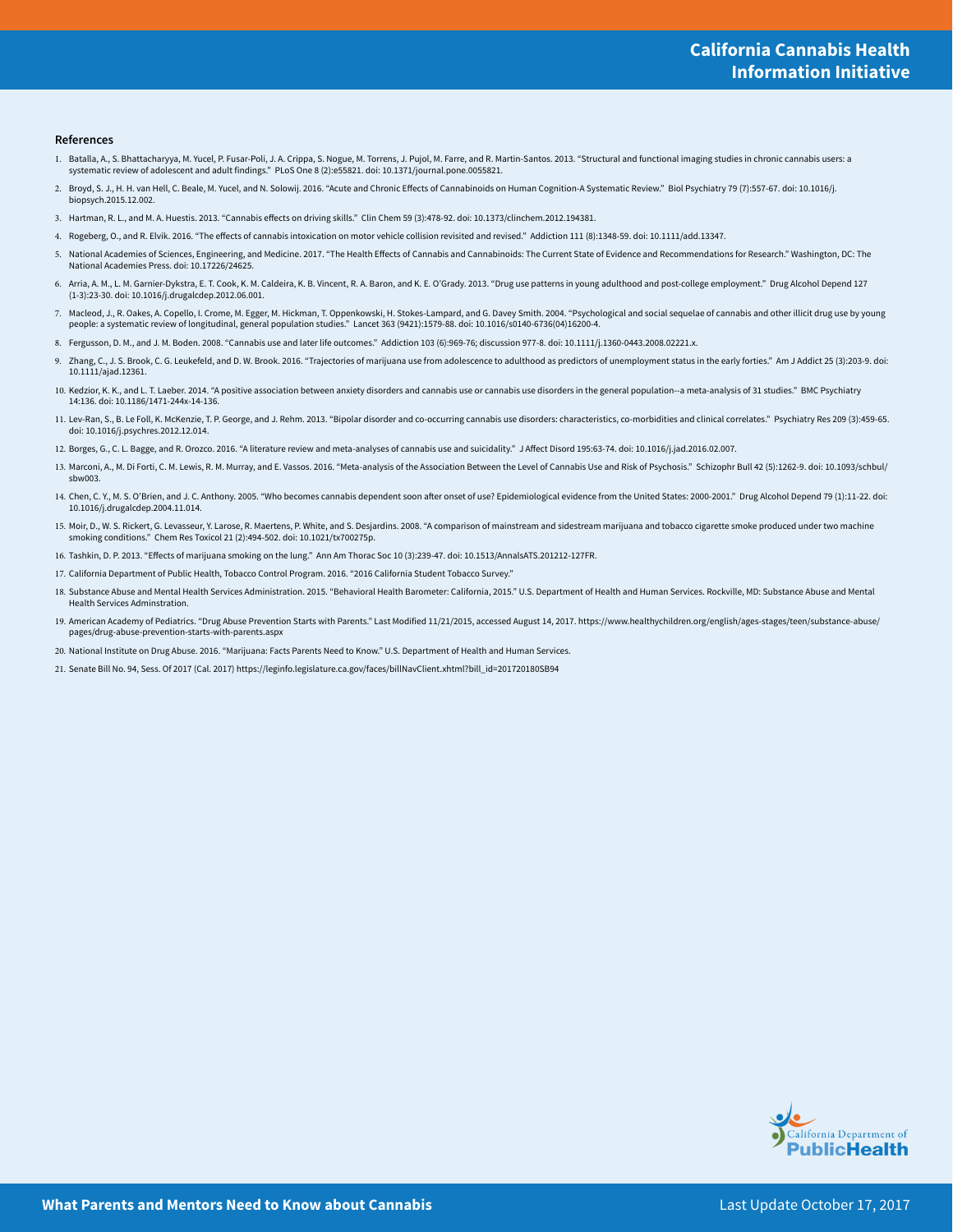### References

1. Batalla, A., S. Bhattacharyya, M. Yucel, P. Fusar-Poli, J. A. Crippa, S. Nogue, M. Torrens, J. Pujol, M. Farre, and R. Martin-Santos. 2013. "Structural and functional imaging studies in chronic cannabis users: a systematic review of adolescent and adult findings." PLoS One 8 (2):e55821. doi: 10.1371/journal.pone.0055821.
2. Broyd, S. J., H. H. van Hell, C. Beale, M. Yucel, and N. Solowij. 2016. "Acute and Chronic Effects of Cannabinoids on Human Cognition-A Systematic Review." Biol Psychiatry 79 (7):557-67. doi: 10.1016/j.biopsych.2015.12.002.
3. Hartman, R. L., and M. A. Huestis. 2013. "Cannabis effects on driving skills." Clin Chem 59 (3):478-92. doi: 10.1373/clinchem.2012.194381.
4. Rogeberg, O., and R. Elvik. 2016. "The effects of cannabis intoxication on motor vehicle collision revisited and revised." Addiction 111 (8):1348-59. doi: 10.1111/add.13347.
5. National Academies of Sciences, Engineering, and Medicine. 2017. "The Health Effects of Cannabis and Cannabinoids: The Current State of Evidence and Recommendations for Research." Washington, DC: The National Academies Press. doi: 10.17226/24625.
6. Arria, A. M., L. M. Garnier-Dykstra, E. T. Cook, K. M. Caldeira, K. B. Vincent, R. A. Baron, and K. E. O'Grady. 2013. "Drug use patterns in young adulthood and post-college employment." Drug Alcohol Depend 127 (1-3):23-30. doi: 10.1016/j.drugalcdep.2012.06.001.
7. Macleod, J., R. Oakes, A. Copello, I. Crome, M. Egger, M. Hickman, T. Oppenkowski, H. Stokes-Lampard, and G. Davey Smith. 2004. "Psychological and social sequelae of cannabis and other illicit drug use by young people: a systematic review of longitudinal, general population studies." Lancet 363 (9421):1579-88. doi: 10.1016/s0140-6736(04)16200-4.
8. Fergusson, D. M., and J. M. Boden. 2008. "Cannabis use and later life outcomes." Addiction 103 (6):969-76; discussion 977-8. doi: 10.1111/j.1360-0443.2008.02221.x.
9. Zhang, C., J. S. Brook, C. G. Leukefeld, and D. W. Brook. 2016. "Trajectories of marijuana use from adolescence to adulthood as predictors of unemployment status in the early forties." Am J Addict 25 (3):203-9. doi: 10.1111/ajad.12361.
10. Kedzior, K. K., and L. T. Laeber. 2014. "A positive association between anxiety disorders and cannabis use or cannabis use disorders in the general population--a meta-analysis of 31 studies." BMC Psychiatry 14:136. doi: 10.1186/1471-244x-14-136.
11. Lev-Ran, S., B. Le Foll, K. McKenzie, T. P. George, and J. Rehm. 2013. "Bipolar disorder and co-occurring cannabis use disorders: characteristics, co-morbidities and clinical correlates." Psychiatry Res 209 (3):459-65. doi: 10.1016/j.psychres.2012.12.014.
12. Borges, G., C. L. Bagge, and R. Orozco. 2016. "A literature review and meta-analyses of cannabis use and suicidality." J Affect Disord 195:63-74. doi: 10.1016/j.jad.2016.02.007.
13. Marconi, A., M. Di Forti, C. M. Lewis, R. M. Murray, and E. Vassos. 2016. "Meta-analysis of the Association Between the Level of Cannabis Use and Risk of Psychosis." Schizophr Bull 42 (5):1262-9. doi: 10.1093/schbul/sbw003.
14. Chen, C. Y., M. S. O'Brien, and J. C. Anthony. 2005. "Who becomes cannabis dependent soon after onset of use? Epidemiological evidence from the United States: 2000-2001." Drug Alcohol Depend 79 (1):11-22. doi: 10.1016/j.drugalcdep.2004.11.014.
15. Moir, D., W. S. Rickert, G. Levasseur, Y. Larose, R. Maertens, P. White, and S. Desjardins. 2008. "A comparison of mainstream and sidestream marijuana and tobacco cigarette smoke produced under two machine smoking conditions." Chem Res Toxicol 21 (2):494-502. doi: 10.1021/tx700275p.
16. Tashkin, D. P. 2013. "Effects of marijuana smoking on the lung." Ann Am Thorac Soc 10 (3):239-47. doi: 10.1513/AnnalsATS.201212-127FR.
17. California Department of Public Health, Tobacco Control Program. 2016. "2016 California Student Tobacco Survey."
18. Substance Abuse and Mental Health Services Administration. 2015. "Behavioral Health Barometer: California, 2015." U.S. Department of Health and Human Services. Rockville, MD: Substance Abuse and Mental Health Services Adminstration.
19. American Academy of Pediatrics. "Drug Abuse Prevention Starts with Parents." Last Modified 11/21/2015, accessed August 14, 2017. https://www.healthychildren.org/english/ages-stages/teen/substance-abuse/pages/drug-abuse-prevention-starts-with-parents.aspx
20. National Institute on Drug Abuse. 2016. "Marijuana: Facts Parents Need to Know." U.S. Department of Health and Human Services.
21. Senate Bill No. 94, Sess. Of 2017 (Cal. 2017) https://leginfo.legislature.ca.gov/faces/billNavClient.xhtml?bill_id=201720180SB94